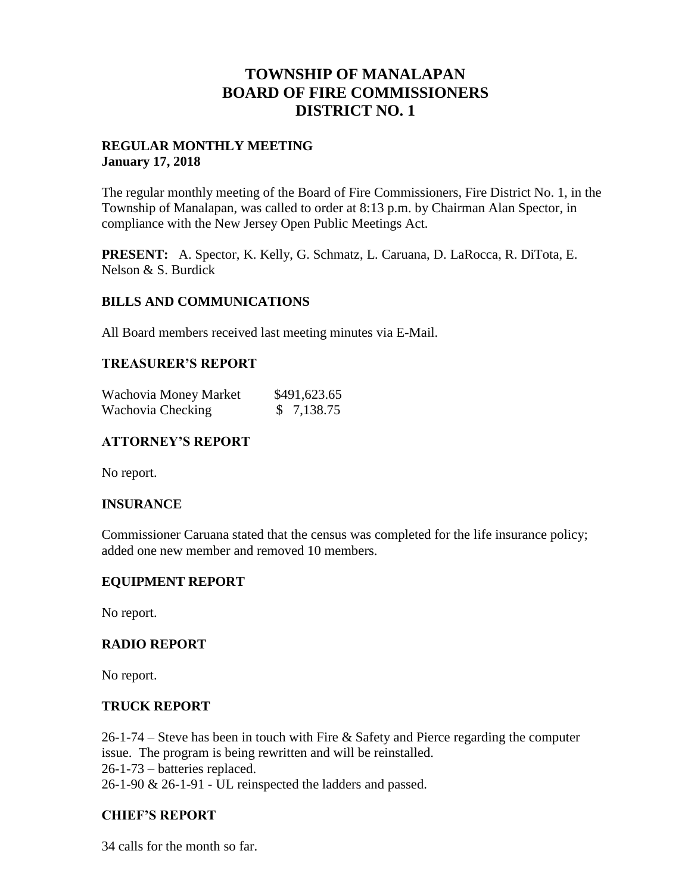# TOWNSHIP OF MANALAPAN
# BOARD OF FIRE COMMISSIONERS
# DISTRICT NO. 1

**REGULAR MONTHLY MEETING**
**January 17, 2018**

The regular monthly meeting of the Board of Fire Commissioners, Fire District No. 1, in the Township of Manalapan, was called to order at 8:13 p.m. by Chairman Alan Spector, in compliance with the New Jersey Open Public Meetings Act.

**PRESENT:** A. Spector, K. Kelly, G. Schmatz, L. Caruana, D. LaRocca, R. DiTota, E. Nelson & S. Burdick

## BILLS AND COMMUNICATIONS

All Board members received last meeting minutes via E-Mail.

## TREASURER'S REPORT

| | |
|---|---|
| Wachovia Money Market | $491,623.65 |
| Wachovia Checking | $ 7,138.75 |

## ATTORNEY'S REPORT

No report.

## INSURANCE

Commissioner Caruana stated that the census was completed for the life insurance policy; added one new member and removed 10 members.

## EQUIPMENT REPORT

No report.

## RADIO REPORT

No report.

## TRUCK REPORT

26-1-74 – Steve has been in touch with Fire & Safety and Pierce regarding the computer issue. The program is being rewritten and will be reinstalled.
26-1-73 – batteries replaced.
26-1-90 & 26-1-91 - UL reinspected the ladders and passed.

## CHIEF'S REPORT

34 calls for the month so far.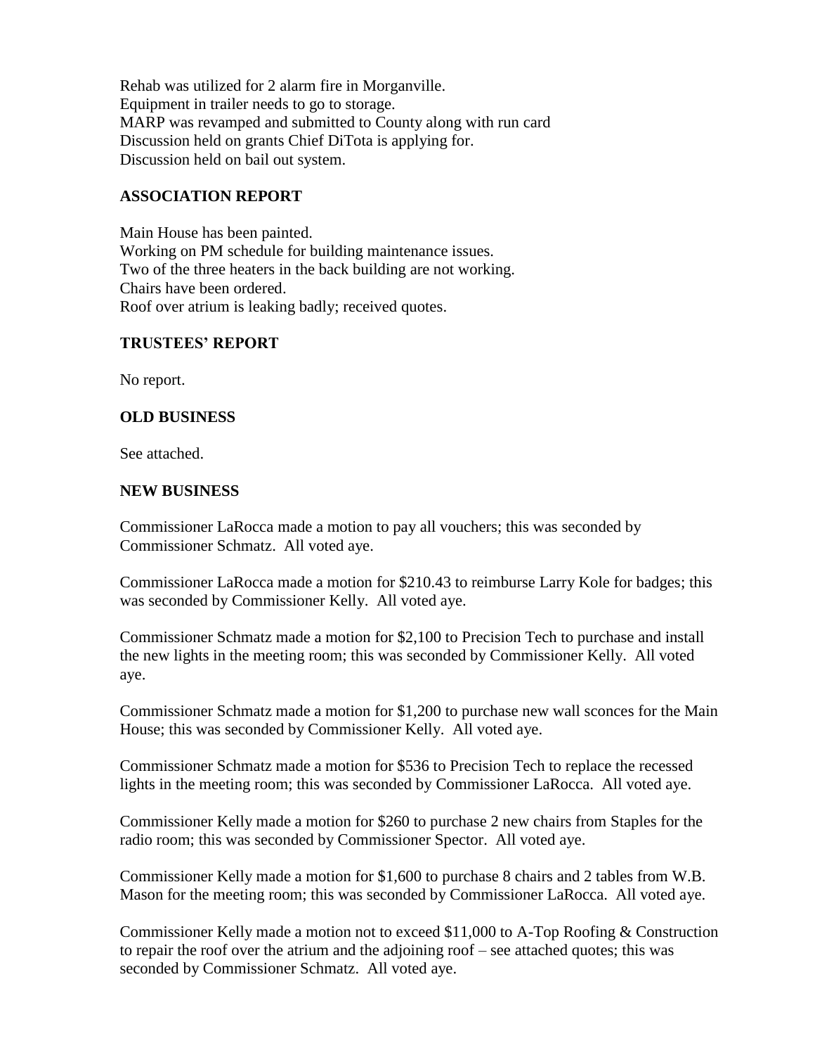Rehab was utilized for 2 alarm fire in Morganville.
Equipment in trailer needs to go to storage.
MARP was revamped and submitted to County along with run card
Discussion held on grants Chief DiTota is applying for.
Discussion held on bail out system.

### ASSOCIATION REPORT

Main House has been painted.
Working on PM schedule for building maintenance issues.
Two of the three heaters in the back building are not working.
Chairs have been ordered.
Roof over atrium is leaking badly; received quotes.

### TRUSTEES' REPORT

No report.

### OLD BUSINESS

See attached.

### NEW BUSINESS

Commissioner LaRocca made a motion to pay all vouchers; this was seconded by Commissioner Schmatz. All voted aye.

Commissioner LaRocca made a motion for $210.43 to reimburse Larry Kole for badges; this was seconded by Commissioner Kelly. All voted aye.

Commissioner Schmatz made a motion for $2,100 to Precision Tech to purchase and install the new lights in the meeting room; this was seconded by Commissioner Kelly. All voted aye.

Commissioner Schmatz made a motion for $1,200 to purchase new wall sconces for the Main House; this was seconded by Commissioner Kelly. All voted aye.

Commissioner Schmatz made a motion for $536 to Precision Tech to replace the recessed lights in the meeting room; this was seconded by Commissioner LaRocca. All voted aye.

Commissioner Kelly made a motion for $260 to purchase 2 new chairs from Staples for the radio room; this was seconded by Commissioner Spector. All voted aye.

Commissioner Kelly made a motion for $1,600 to purchase 8 chairs and 2 tables from W.B. Mason for the meeting room; this was seconded by Commissioner LaRocca. All voted aye.

Commissioner Kelly made a motion not to exceed $11,000 to A-Top Roofing & Construction to repair the roof over the atrium and the adjoining roof – see attached quotes; this was seconded by Commissioner Schmatz. All voted aye.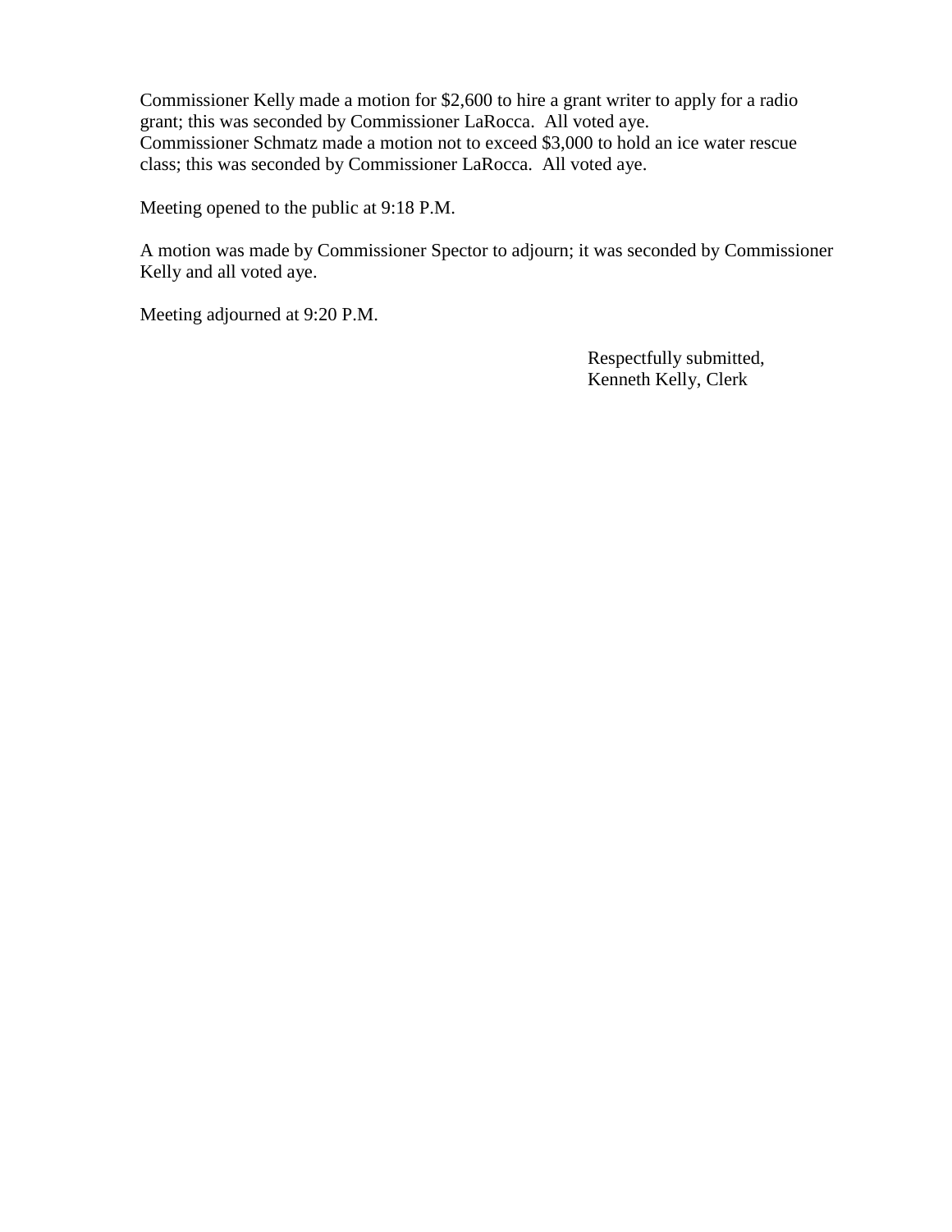Commissioner Kelly made a motion for $2,600 to hire a grant writer to apply for a radio grant; this was seconded by Commissioner LaRocca. All voted aye.
Commissioner Schmatz made a motion not to exceed $3,000 to hold an ice water rescue class; this was seconded by Commissioner LaRocca. All voted aye.

Meeting opened to the public at 9:18 P.M.

A motion was made by Commissioner Spector to adjourn; it was seconded by Commissioner Kelly and all voted aye.

Meeting adjourned at 9:20 P.M.

Respectfully submitted,
Kenneth Kelly, Clerk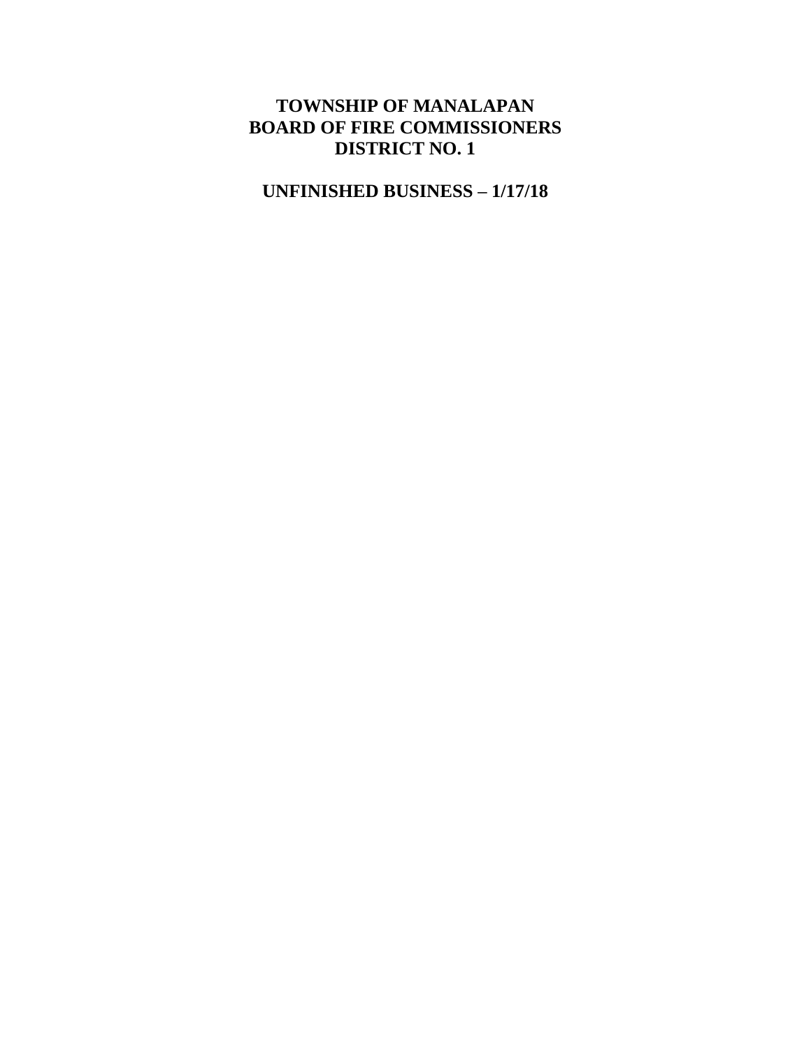# TOWNSHIP OF MANALAPAN
# BOARD OF FIRE COMMISSIONERS
# DISTRICT NO. 1

## UNFINISHED BUSINESS – 1/17/18